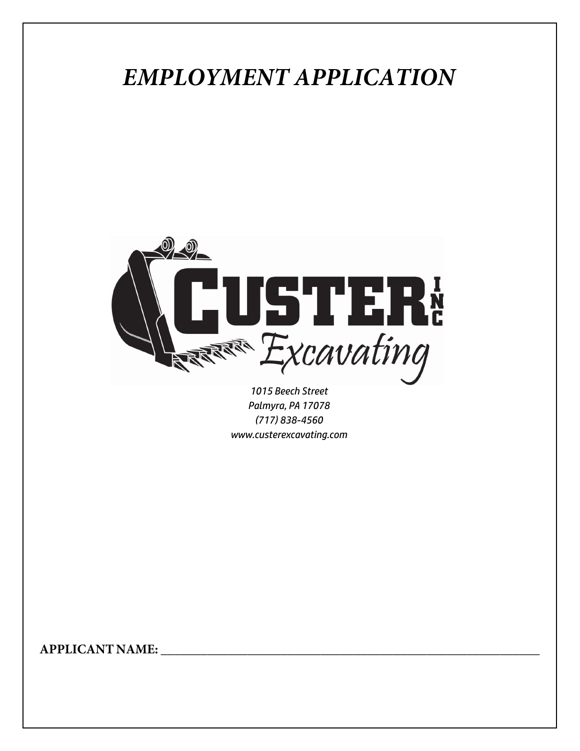# *EMPLOYMENT APPLICATION*

CUSTER INC Excavating

*1015 Beech Street*
*Palmyra, PA 17078*
*(717) 838-4560*
*www.custerexcavating.com*

**APPLICANT NAME:** ______________________________________________________________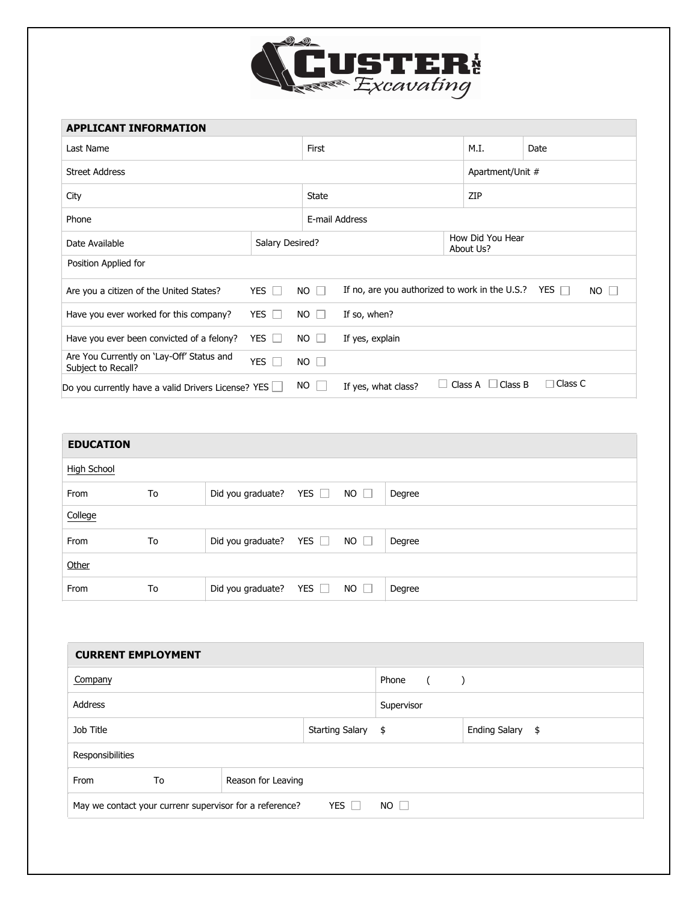# CUSTER INC Excavating

## APPLICANT INFORMATION

| Last Name | First | M.I. | Date |
|---|---|---|---|
| Street Address | | Apartment/Unit # | |
| City | State | ZIP | |
| Phone | E-mail Address | | |
| Date Available | Salary Desired? | How Did You Hear About Us? | |
| Position Applied for | | | |

| | | | | | |
|---|---|---|---|---|---|
| Are you a citizen of the United States? | YES ☐ | NO ☐ | If no, are you authorized to work in the U.S.? | YES ☐ | NO ☐ |
| Have you ever worked for this company? | YES ☐ | NO ☐ | If so, when? | | |
| Have you ever been convicted of a felony? | YES ☐ | NO ☐ | If yes, explain | | |
| Are You Currently on 'Lay-Off' Status and Subject to Recall? | YES ☐ | NO ☐ | | | |
| Do you currently have a valid Drivers License? | YES ☐ | NO ☐ | If yes, what class? | ☐ Class A ☐ Class B | ☐ Class C |

## EDUCATION

| | | | | | |
|---|---|---|---|---|---|
| High School | | | | | |
| From | To | Did you graduate? | YES ☐ | NO ☐ | Degree |
| College | | | | | |
| From | To | Did you graduate? | YES ☐ | NO ☐ | Degree |
| Other | | | | | |
| From | To | Did you graduate? | YES ☐ | NO ☐ | Degree |

## CURRENT EMPLOYMENT

| | | |
|---|---|---|
| Company | Phone ( ) | |
| Address | Supervisor | |
| Job Title | Starting Salary $ | Ending Salary $ |
| Responsibilities | | |
| From To | Reason for Leaving | |
| May we contact your currenr supervisor for a reference? YES ☐ NO ☐ | | |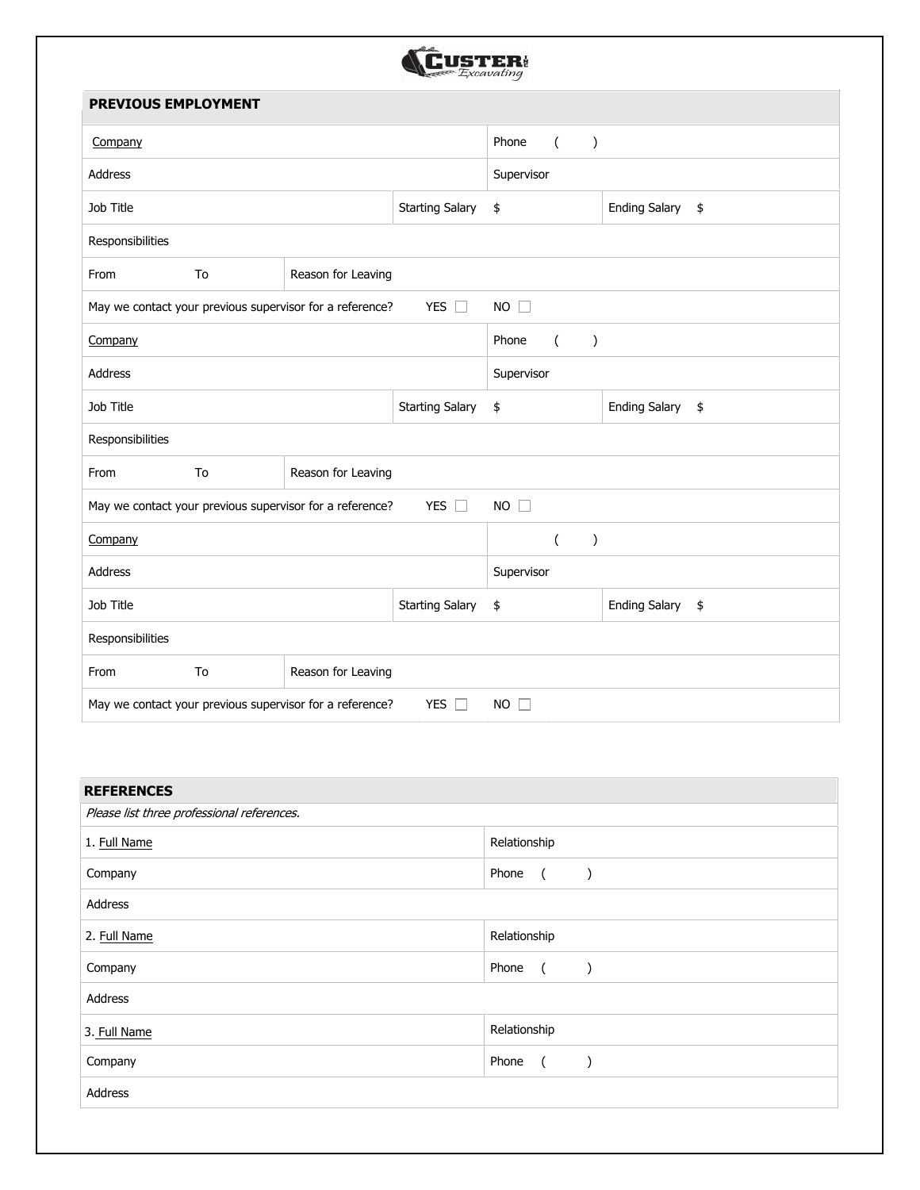**CUSTER INC Excavating**

## PREVIOUS EMPLOYMENT

| Company | | | Phone ( ) | |
|---|---|---|---|---|
| Address | | | Supervisor | |
| Job Title | | Starting Salary | $ | Ending Salary $ |
| Responsibilities | | | | |
| From To | Reason for Leaving | | | |
| May we contact your previous supervisor for a reference? YES ☐ | | | NO ☐ | |
| Company | | | Phone ( ) | |
| Address | | | Supervisor | |
| Job Title | | Starting Salary | $ | Ending Salary $ |
| Responsibilities | | | | |
| From To | Reason for Leaving | | | |
| May we contact your previous supervisor for a reference? YES ☐ | | | NO ☐ | |
| Company | | | ( ) | |
| Address | | | Supervisor | |
| Job Title | | Starting Salary | $ | Ending Salary $ |
| Responsibilities | | | | |
| From To | Reason for Leaving | | | |
| May we contact your previous supervisor for a reference? YES ☐ | | | NO ☐ | |

## REFERENCES

*Please list three professional references.*

| 1. Full Name | Relationship |
|---|---|
| Company | Phone ( ) |
| Address | |
| 2. Full Name | Relationship |
| Company | Phone ( ) |
| Address | |
| 3. Full Name | Relationship |
| Company | Phone ( ) |
| Address | |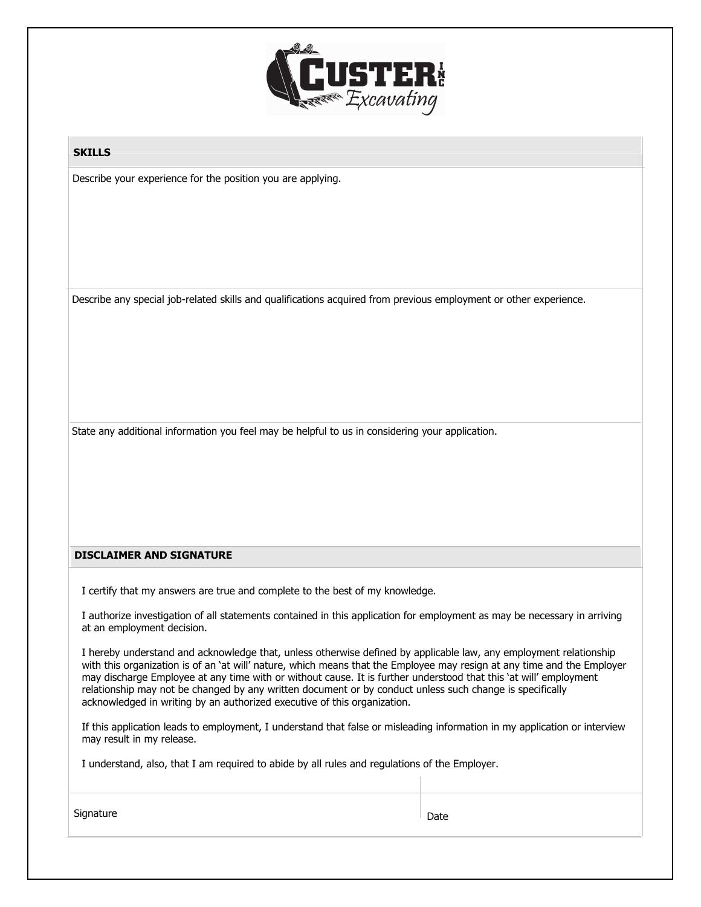## SKILLS

Describe your experience for the position you are applying.

Describe any special job-related skills and qualifications acquired from previous employment or other experience.

State any additional information you feel may be helpful to us in considering your application.

## DISCLAIMER AND SIGNATURE

I certify that my answers are true and complete to the best of my knowledge.

I authorize investigation of all statements contained in this application for employment as may be necessary in arriving at an employment decision.

I hereby understand and acknowledge that, unless otherwise defined by applicable law, any employment relationship with this organization is of an 'at will' nature, which means that the Employee may resign at any time and the Employer may discharge Employee at any time with or without cause. It is further understood that this 'at will' employment relationship may not be changed by any written document or by conduct unless such change is specifically acknowledged in writing by an authorized executive of this organization.

If this application leads to employment, I understand that false or misleading information in my application or interview may result in my release.

I understand, also, that I am required to abide by all rules and regulations of the Employer.

| | |
|---|---|
| Signature | Date |